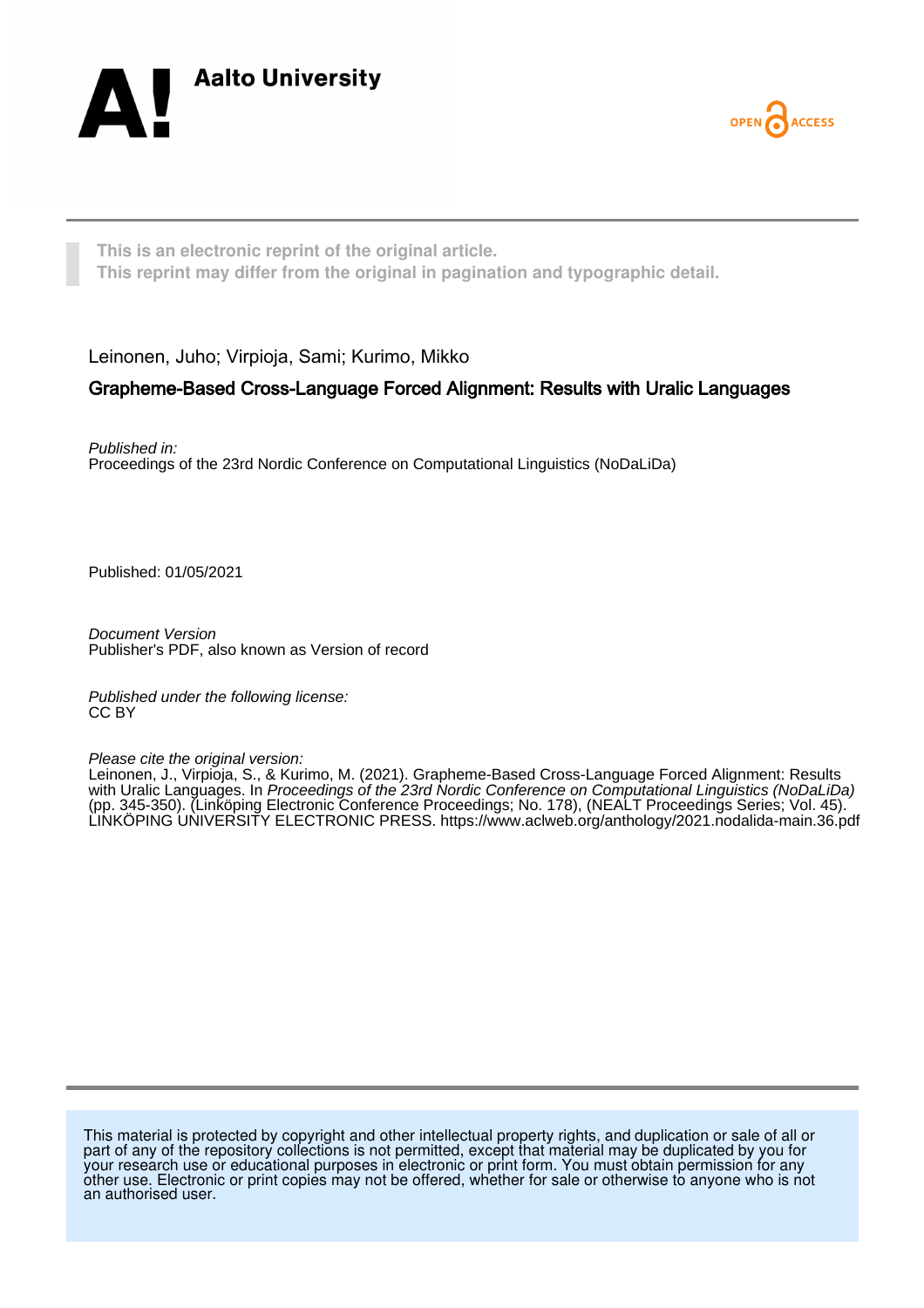Aalto University

OPEN ACCESS

**This is an electronic reprint of the original article.**
**This reprint may differ from the original in pagination and typographic detail.**

Leinonen, Juho; Virpioja, Sami; Kurimo, Mikko

# Grapheme-Based Cross-Language Forced Alignment: Results with Uralic Languages

*Published in:*
Proceedings of the 23rd Nordic Conference on Computational Linguistics (NoDaLiDa)

Published: 01/05/2021

*Document Version*
Publisher's PDF, also known as Version of record

*Published under the following license:*
CC BY

*Please cite the original version:*
Leinonen, J., Virpioja, S., & Kurimo, M. (2021). Grapheme-Based Cross-Language Forced Alignment: Results with Uralic Languages. In *Proceedings of the 23rd Nordic Conference on Computational Linguistics (NoDaLiDa)* (pp. 345-350). (Linköping Electronic Conference Proceedings; No. 178), (NEALT Proceedings Series; Vol. 45). LINKÖPING UNIVERSITY ELECTRONIC PRESS. https://www.aclweb.org/anthology/2021.nodalida-main.36.pdf

This material is protected by copyright and other intellectual property rights, and duplication or sale of all or part of any of the repository collections is not permitted, except that material may be duplicated by you for your research use or educational purposes in electronic or print form. You must obtain permission for any other use. Electronic or print copies may not be offered, whether for sale or otherwise to anyone who is not an authorised user.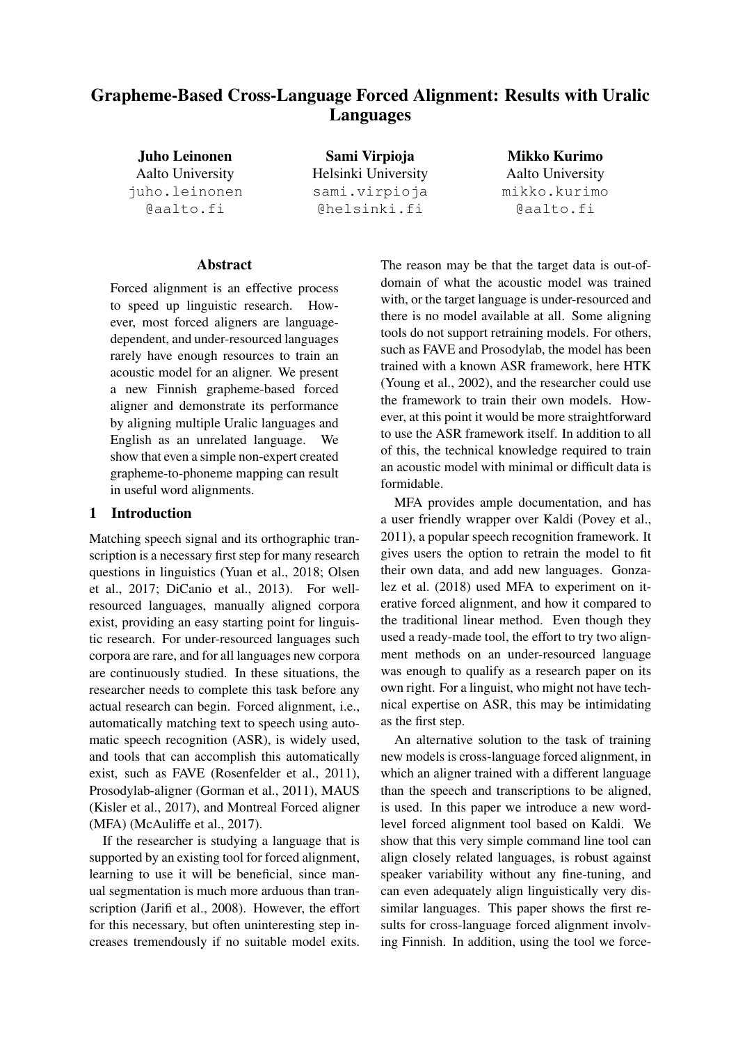# Grapheme-Based Cross-Language Forced Alignment: Results with Uralic Languages

**Juho Leinonen**
Aalto University
juho.leinonen@aalto.fi

**Sami Virpioja**
Helsinki University
sami.virpioja@helsinki.fi

**Mikko Kurimo**
Aalto University
mikko.kurimo@aalto.fi

## Abstract

Forced alignment is an effective process to speed up linguistic research. However, most forced aligners are language-dependent, and under-resourced languages rarely have enough resources to train an acoustic model for an aligner. We present a new Finnish grapheme-based forced aligner and demonstrate its performance by aligning multiple Uralic languages and English as an unrelated language. We show that even a simple non-expert created grapheme-to-phoneme mapping can result in useful word alignments.

## 1 Introduction

Matching speech signal and its orthographic transcription is a necessary first step for many research questions in linguistics (Yuan et al., 2018; Olsen et al., 2017; DiCanio et al., 2013). For well-resourced languages, manually aligned corpora exist, providing an easy starting point for linguistic research. For under-resourced languages such corpora are rare, and for all languages new corpora are continuously studied. In these situations, the researcher needs to complete this task before any actual research can begin. Forced alignment, i.e., automatically matching text to speech using automatic speech recognition (ASR), is widely used, and tools that can accomplish this automatically exist, such as FAVE (Rosenfelder et al., 2011), Prosodylab-aligner (Gorman et al., 2011), MAUS (Kisler et al., 2017), and Montreal Forced aligner (MFA) (McAuliffe et al., 2017).

If the researcher is studying a language that is supported by an existing tool for forced alignment, learning to use it will be beneficial, since manual segmentation is much more arduous than transcription (Jarifi et al., 2008). However, the effort for this necessary, but often uninteresting step increases tremendously if no suitable model exits. The reason may be that the target data is out-of-domain of what the acoustic model was trained with, or the target language is under-resourced and there is no model available at all. Some aligning tools do not support retraining models. For others, such as FAVE and Prosodylab, the model has been trained with a known ASR framework, here HTK (Young et al., 2002), and the researcher could use the framework to train their own models. However, at this point it would be more straightforward to use the ASR framework itself. In addition to all of this, the technical knowledge required to train an acoustic model with minimal or difficult data is formidable.

MFA provides ample documentation, and has a user friendly wrapper over Kaldi (Povey et al., 2011), a popular speech recognition framework. It gives users the option to retrain the model to fit their own data, and add new languages. Gonzalez et al. (2018) used MFA to experiment on iterative forced alignment, and how it compared to the traditional linear method. Even though they used a ready-made tool, the effort to try two alignment methods on an under-resourced language was enough to qualify as a research paper on its own right. For a linguist, who might not have technical expertise on ASR, this may be intimidating as the first step.

An alternative solution to the task of training new models is cross-language forced alignment, in which an aligner trained with a different language than the speech and transcriptions to be aligned, is used. In this paper we introduce a new word-level forced alignment tool based on Kaldi. We show that this very simple command line tool can align closely related languages, is robust against speaker variability without any fine-tuning, and can even adequately align linguistically very dissimilar languages. This paper shows the first results for cross-language forced alignment involving Finnish. In addition, using the tool we force-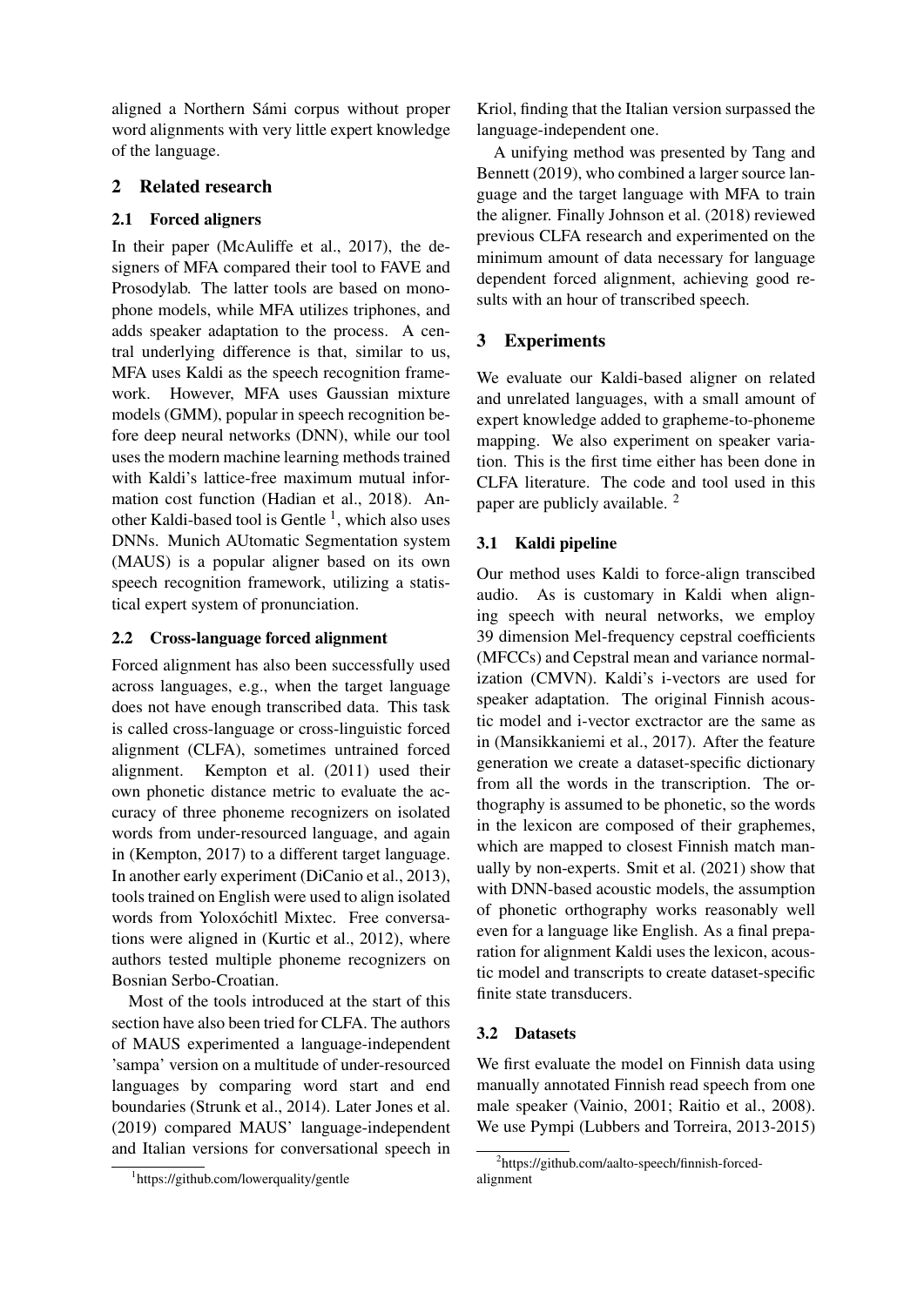aligned a Northern Sámi corpus without proper word alignments with very little expert knowledge of the language.

## 2 Related research

### 2.1 Forced aligners

In their paper (McAuliffe et al., 2017), the designers of MFA compared their tool to FAVE and Prosodylab. The latter tools are based on monophone models, while MFA utilizes triphones, and adds speaker adaptation to the process. A central underlying difference is that, similar to us, MFA uses Kaldi as the speech recognition framework. However, MFA uses Gaussian mixture models (GMM), popular in speech recognition before deep neural networks (DNN), while our tool uses the modern machine learning methods trained with Kaldi's lattice-free maximum mutual information cost function (Hadian et al., 2018). Another Kaldi-based tool is Gentle [1], which also uses DNNs. Munich AUtomatic Segmentation system (MAUS) is a popular aligner based on its own speech recognition framework, utilizing a statistical expert system of pronunciation.

### 2.2 Cross-language forced alignment

Forced alignment has also been successfully used across languages, e.g., when the target language does not have enough transcribed data. This task is called cross-language or cross-linguistic forced alignment (CLFA), sometimes untrained forced alignment. Kempton et al. (2011) used their own phonetic distance metric to evaluate the accuracy of three phoneme recognizers on isolated words from under-resourced language, and again in (Kempton, 2017) to a different target language. In another early experiment (DiCanio et al., 2013), tools trained on English were used to align isolated words from Yoloxóchitl Mixtec. Free conversations were aligned in (Kurtic et al., 2012), where authors tested multiple phoneme recognizers on Bosnian Serbo-Croatian.

Most of the tools introduced at the start of this section have also been tried for CLFA. The authors of MAUS experimented a language-independent 'sampa' version on a multitude of under-resourced languages by comparing word start and end boundaries (Strunk et al., 2014). Later Jones et al. (2019) compared MAUS' language-independent and Italian versions for conversational speech in Kriol, finding that the Italian version surpassed the language-independent one.

A unifying method was presented by Tang and Bennett (2019), who combined a larger source language and the target language with MFA to train the aligner. Finally Johnson et al. (2018) reviewed previous CLFA research and experimented on the minimum amount of data necessary for language dependent forced alignment, achieving good results with an hour of transcribed speech.

## 3 Experiments

We evaluate our Kaldi-based aligner on related and unrelated languages, with a small amount of expert knowledge added to grapheme-to-phoneme mapping. We also experiment on speaker variation. This is the first time either has been done in CLFA literature. The code and tool used in this paper are publicly available. [2]

### 3.1 Kaldi pipeline

Our method uses Kaldi to force-align transcibed audio. As is customary in Kaldi when aligning speech with neural networks, we employ 39 dimension Mel-frequency cepstral coefficients (MFCCs) and Cepstral mean and variance normalization (CMVN). Kaldi's i-vectors are used for speaker adaptation. The original Finnish acoustic model and i-vector exctractor are the same as in (Mansikkaniemi et al., 2017). After the feature generation we create a dataset-specific dictionary from all the words in the transcription. The orthography is assumed to be phonetic, so the words in the lexicon are composed of their graphemes, which are mapped to closest Finnish match manually by non-experts. Smit et al. (2021) show that with DNN-based acoustic models, the assumption of phonetic orthography works reasonably well even for a language like English. As a final preparation for alignment Kaldi uses the lexicon, acoustic model and transcripts to create dataset-specific finite state transducers.

### 3.2 Datasets

We first evaluate the model on Finnish data using manually annotated Finnish read speech from one male speaker (Vainio, 2001; Raitio et al., 2008). We use Pympi (Lubbers and Torreira, 2013-2015)

[1] https://github.com/lowerquality/gentle

[2] https://github.com/aalto-speech/finnish-forced-alignment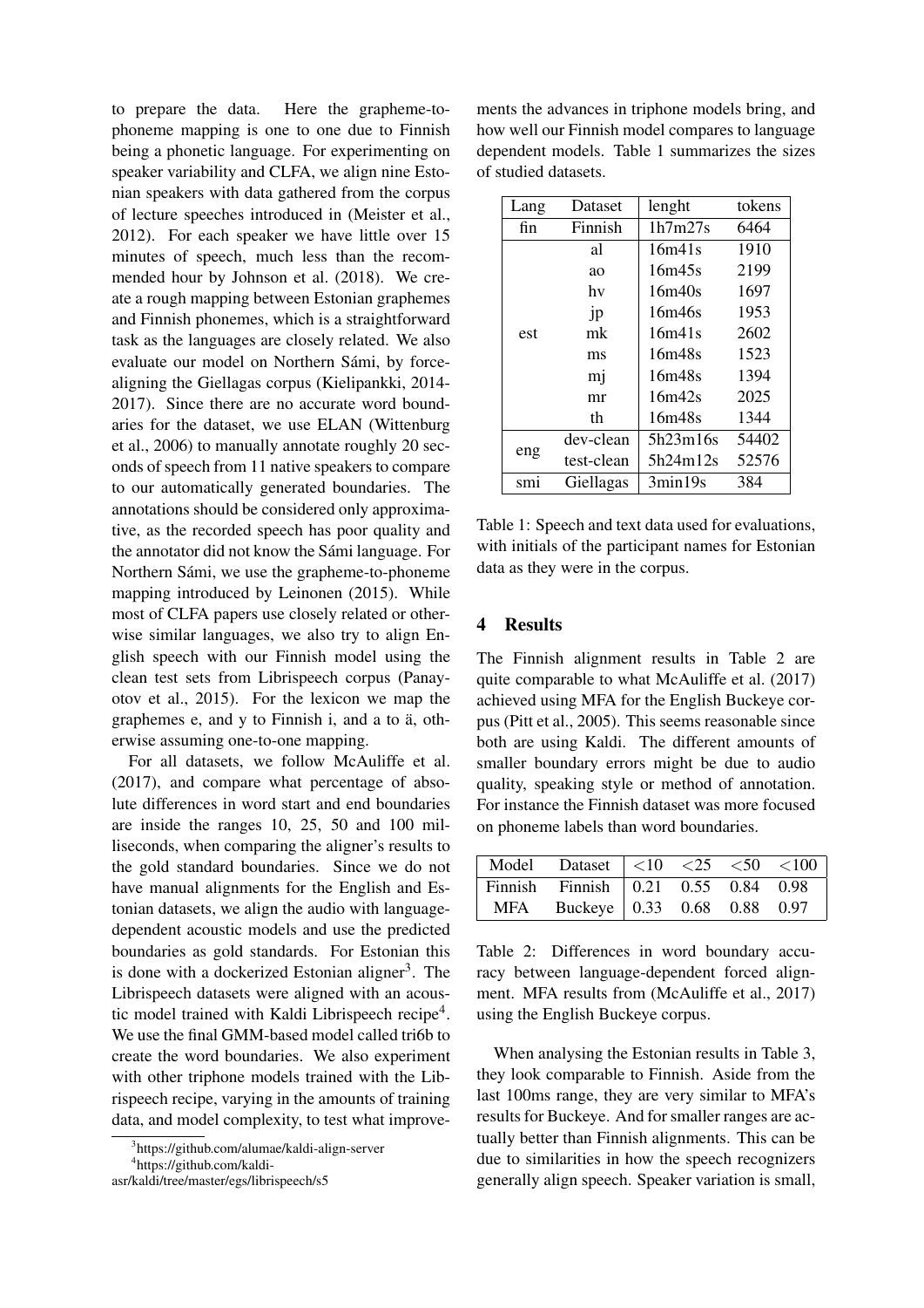to prepare the data. Here the grapheme-to-phoneme mapping is one to one due to Finnish being a phonetic language. For experimenting on speaker variability and CLFA, we align nine Estonian speakers with data gathered from the corpus of lecture speeches introduced in (Meister et al., 2012). For each speaker we have little over 15 minutes of speech, much less than the recommended hour by Johnson et al. (2018). We create a rough mapping between Estonian graphemes and Finnish phonemes, which is a straightforward task as the languages are closely related. We also evaluate our model on Northern Sámi, by force-aligning the Giellagas corpus (Kielipankki, 2014-2017). Since there are no accurate word boundaries for the dataset, we use ELAN (Wittenburg et al., 2006) to manually annotate roughly 20 seconds of speech from 11 native speakers to compare to our automatically generated boundaries. The annotations should be considered only approximative, as the recorded speech has poor quality and the annotator did not know the Sámi language. For Northern Sámi, we use the grapheme-to-phoneme mapping introduced by Leinonen (2015). While most of CLFA papers use closely related or otherwise similar languages, we also try to align English speech with our Finnish model using the clean test sets from Librispeech corpus (Panayotov et al., 2015). For the lexicon we map the graphemes e, and y to Finnish i, and a to ä, otherwise assuming one-to-one mapping.

For all datasets, we follow McAuliffe et al. (2017), and compare what percentage of absolute differences in word start and end boundaries are inside the ranges 10, 25, 50 and 100 milliseconds, when comparing the aligner's results to the gold standard boundaries. Since we do not have manual alignments for the English and Estonian datasets, we align the audio with language-dependent acoustic models and use the predicted boundaries as gold standards. For Estonian this is done with a dockerized Estonian aligner[3]. The Librispeech datasets were aligned with an acoustic model trained with Kaldi Librispeech recipe[4]. We use the final GMM-based model called tri6b to create the word boundaries. We also experiment with other triphone models trained with the Librispeech recipe, varying in the amounts of training data, and model complexity, to test what improvements the advances in triphone models bring, and how well our Finnish model compares to language dependent models. Table 1 summarizes the sizes of studied datasets.

[3]https://github.com/alumae/kaldi-align-server

[4]https://github.com/kaldi-asr/kaldi/tree/master/egs/librispeech/s5

| Lang | Dataset | lenght | tokens |
|---|---|---|---|
| fin | Finnish | 1h7m27s | 6464 |
| est | al | 16m41s | 1910 |
| | ao | 16m45s | 2199 |
| | hv | 16m40s | 1697 |
| | jp | 16m46s | 1953 |
| | mk | 16m41s | 2602 |
| | ms | 16m48s | 1523 |
| | mj | 16m48s | 1394 |
| | mr | 16m42s | 2025 |
| | th | 16m48s | 1344 |
| eng | dev-clean | 5h23m16s | 54402 |
| | test-clean | 5h24m12s | 52576 |
| smi | Giellagas | 3min19s | 384 |

Table 1: Speech and text data used for evaluations, with initials of the participant names for Estonian data as they were in the corpus.

## 4 Results

The Finnish alignment results in Table 2 are quite comparable to what McAuliffe et al. (2017) achieved using MFA for the English Buckeye corpus (Pitt et al., 2005). This seems reasonable since both are using Kaldi. The different amounts of smaller boundary errors might be due to audio quality, speaking style or method of annotation. For instance the Finnish dataset was more focused on phoneme labels than word boundaries.

| Model | Dataset | <10 | <25 | <50 | <100 |
|---|---|---|---|---|---|
| Finnish | Finnish | 0.21 | 0.55 | 0.84 | 0.98 |
| MFA | Buckeye | 0.33 | 0.68 | 0.88 | 0.97 |

Table 2: Differences in word boundary accuracy between language-dependent forced alignment. MFA results from (McAuliffe et al., 2017) using the English Buckeye corpus.

When analysing the Estonian results in Table 3, they look comparable to Finnish. Aside from the last 100ms range, they are very similar to MFA's results for Buckeye. And for smaller ranges are actually better than Finnish alignments. This can be due to similarities in how the speech recognizers generally align speech. Speaker variation is small,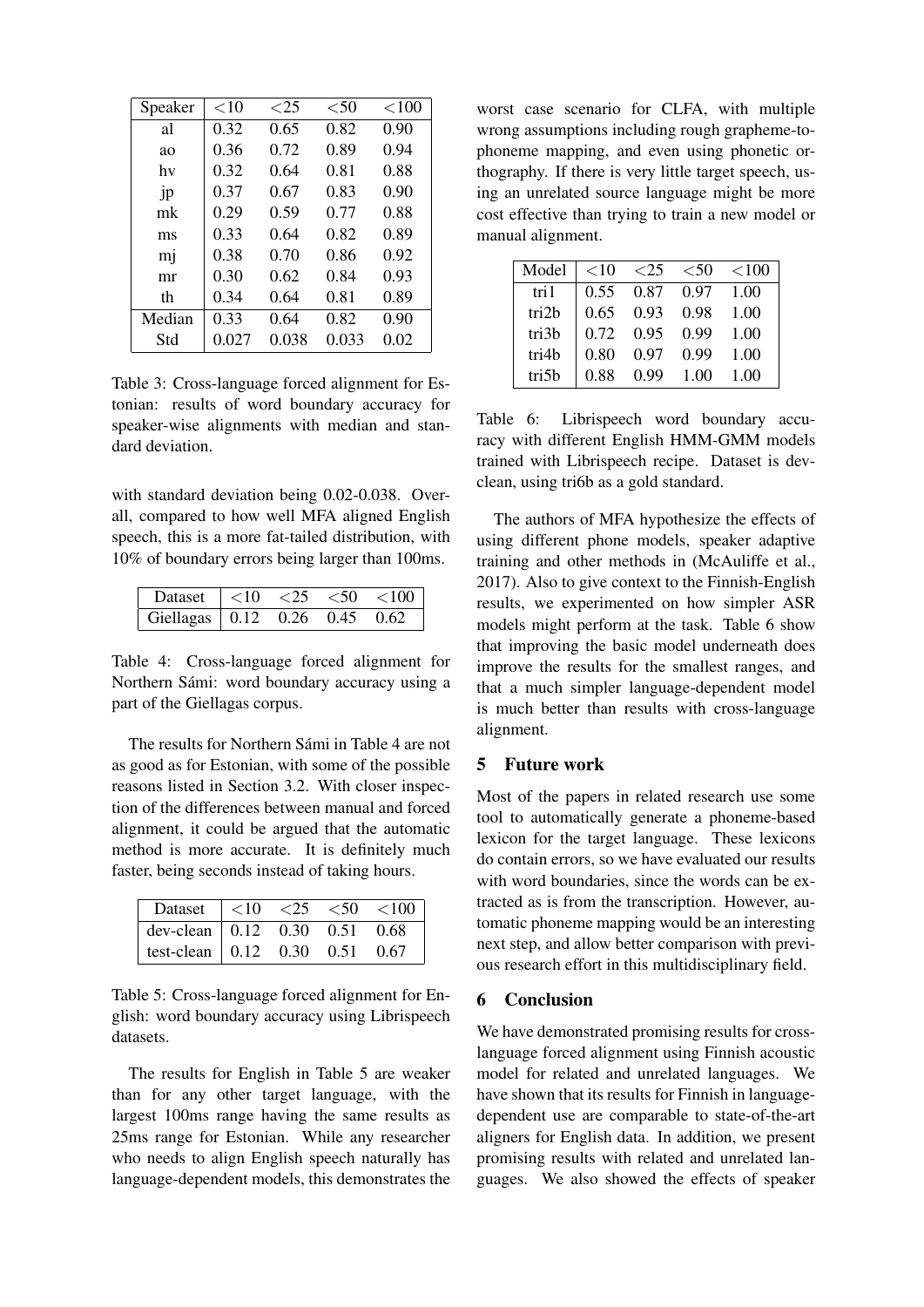| Speaker | <10 | <25 | <50 | <100 |
|---|---|---|---|---|
| al | 0.32 | 0.65 | 0.82 | 0.90 |
| ao | 0.36 | 0.72 | 0.89 | 0.94 |
| hv | 0.32 | 0.64 | 0.81 | 0.88 |
| jp | 0.37 | 0.67 | 0.83 | 0.90 |
| mk | 0.29 | 0.59 | 0.77 | 0.88 |
| ms | 0.33 | 0.64 | 0.82 | 0.89 |
| mj | 0.38 | 0.70 | 0.86 | 0.92 |
| mr | 0.30 | 0.62 | 0.84 | 0.93 |
| th | 0.34 | 0.64 | 0.81 | 0.89 |
| Median | 0.33 | 0.64 | 0.82 | 0.90 |
| Std | 0.027 | 0.038 | 0.033 | 0.02 |

Table 3: Cross-language forced alignment for Estonian: results of word boundary accuracy for speaker-wise alignments with median and standard deviation.

with standard deviation being 0.02-0.038. Overall, compared to how well MFA aligned English speech, this is a more fat-tailed distribution, with 10% of boundary errors being larger than 100ms.

| Dataset | <10 | <25 | <50 | <100 |
|---|---|---|---|---|
| Giellagas | 0.12 | 0.26 | 0.45 | 0.62 |

Table 4: Cross-language forced alignment for Northern Sámi: word boundary accuracy using a part of the Giellagas corpus.

The results for Northern Sámi in Table 4 are not as good as for Estonian, with some of the possible reasons listed in Section 3.2. With closer inspection of the differences between manual and forced alignment, it could be argued that the automatic method is more accurate. It is definitely much faster, being seconds instead of taking hours.

| Dataset | <10 | <25 | <50 | <100 |
|---|---|---|---|---|
| dev-clean | 0.12 | 0.30 | 0.51 | 0.68 |
| test-clean | 0.12 | 0.30 | 0.51 | 0.67 |

Table 5: Cross-language forced alignment for English: word boundary accuracy using Librispeech datasets.

The results for English in Table 5 are weaker than for any other target language, with the largest 100ms range having the same results as 25ms range for Estonian. While any researcher who needs to align English speech naturally has language-dependent models, this demonstrates the worst case scenario for CLFA, with multiple wrong assumptions including rough grapheme-to-phoneme mapping, and even using phonetic orthography. If there is very little target speech, using an unrelated source language might be more cost effective than trying to train a new model or manual alignment.

| Model | <10 | <25 | <50 | <100 |
|---|---|---|---|---|
| tri1 | 0.55 | 0.87 | 0.97 | 1.00 |
| tri2b | 0.65 | 0.93 | 0.98 | 1.00 |
| tri3b | 0.72 | 0.95 | 0.99 | 1.00 |
| tri4b | 0.80 | 0.97 | 0.99 | 1.00 |
| tri5b | 0.88 | 0.99 | 1.00 | 1.00 |

Table 6: Librispeech word boundary accuracy with different English HMM-GMM models trained with Librispeech recipe. Dataset is dev-clean, using tri6b as a gold standard.

The authors of MFA hypothesize the effects of using different phone models, speaker adaptive training and other methods in (McAuliffe et al., 2017). Also to give context to the Finnish-English results, we experimented on how simpler ASR models might perform at the task. Table 6 show that improving the basic model underneath does improve the results for the smallest ranges, and that a much simpler language-dependent model is much better than results with cross-language alignment.

## 5 Future work

Most of the papers in related research use some tool to automatically generate a phoneme-based lexicon for the target language. These lexicons do contain errors, so we have evaluated our results with word boundaries, since the words can be extracted as is from the transcription. However, automatic phoneme mapping would be an interesting next step, and allow better comparison with previous research effort in this multidisciplinary field.

## 6 Conclusion

We have demonstrated promising results for cross-language forced alignment using Finnish acoustic model for related and unrelated languages. We have shown that its results for Finnish in language-dependent use are comparable to state-of-the-art aligners for English data. In addition, we present promising results with related and unrelated languages. We also showed the effects of speaker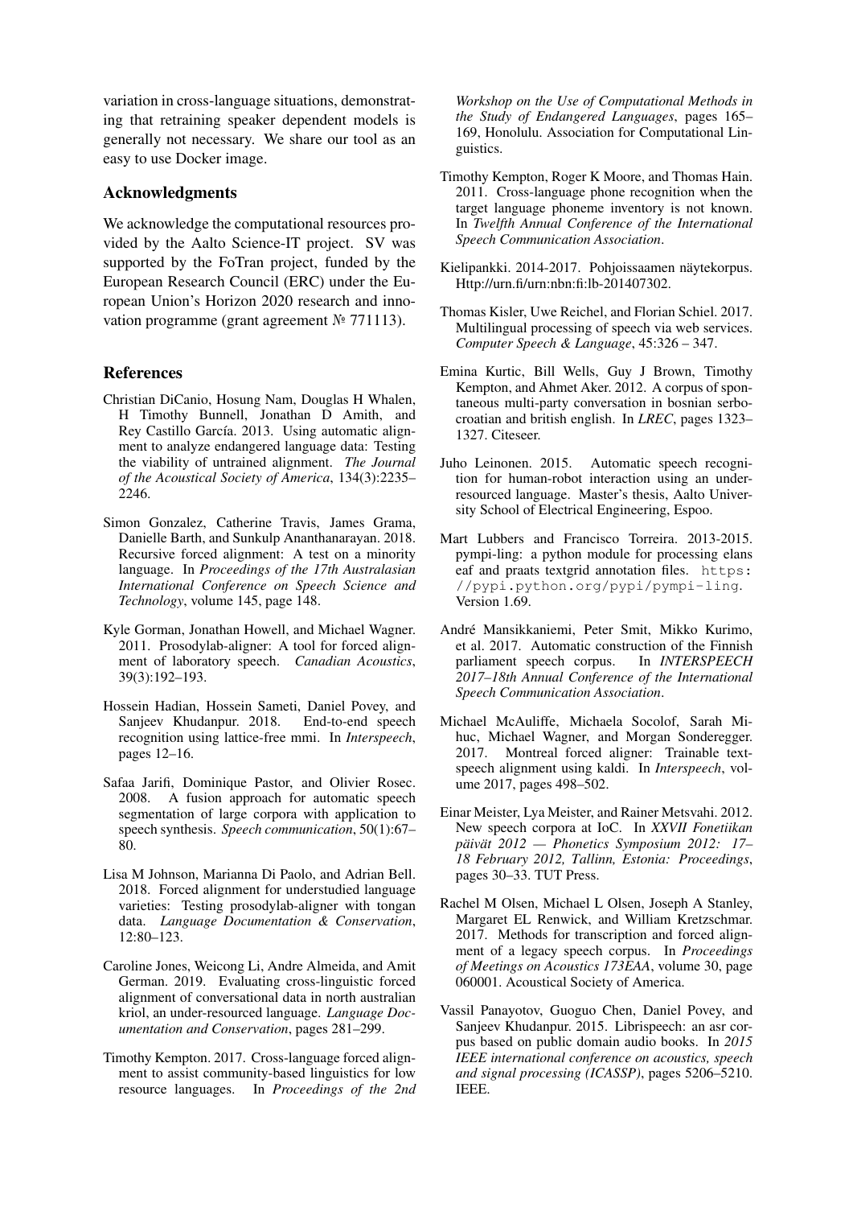variation in cross-language situations, demonstrating that retraining speaker dependent models is generally not necessary. We share our tool as an easy to use Docker image.

## Acknowledgments

We acknowledge the computational resources provided by the Aalto Science-IT project. SV was supported by the FoTran project, funded by the European Research Council (ERC) under the European Union's Horizon 2020 research and innovation programme (grant agreement № 771113).

## References

Christian DiCanio, Hosung Nam, Douglas H Whalen, H Timothy Bunnell, Jonathan D Amith, and Rey Castillo García. 2013. Using automatic alignment to analyze endangered language data: Testing the viability of untrained alignment. *The Journal of the Acoustical Society of America*, 134(3):2235–2246.

Simon Gonzalez, Catherine Travis, James Grama, Danielle Barth, and Sunkulp Ananthanarayan. 2018. Recursive forced alignment: A test on a minority language. In *Proceedings of the 17th Australasian International Conference on Speech Science and Technology*, volume 145, page 148.

Kyle Gorman, Jonathan Howell, and Michael Wagner. 2011. Prosodylab-aligner: A tool for forced alignment of laboratory speech. *Canadian Acoustics*, 39(3):192–193.

Hossein Hadian, Hossein Sameti, Daniel Povey, and Sanjeev Khudanpur. 2018. End-to-end speech recognition using lattice-free mmi. In *Interspeech*, pages 12–16.

Safaa Jarifi, Dominique Pastor, and Olivier Rosec. 2008. A fusion approach for automatic speech segmentation of large corpora with application to speech synthesis. *Speech communication*, 50(1):67–80.

Lisa M Johnson, Marianna Di Paolo, and Adrian Bell. 2018. Forced alignment for understudied language varieties: Testing prosodylab-aligner with tongan data. *Language Documentation & Conservation*, 12:80–123.

Caroline Jones, Weicong Li, Andre Almeida, and Amit German. 2019. Evaluating cross-linguistic forced alignment of conversational data in north australian kriol, an under-resourced language. *Language Documentation and Conservation*, pages 281–299.

Timothy Kempton. 2017. Cross-language forced alignment to assist community-based linguistics for low resource languages. In *Proceedings of the 2nd Workshop on the Use of Computational Methods in the Study of Endangered Languages*, pages 165–169, Honolulu. Association for Computational Linguistics.

Timothy Kempton, Roger K Moore, and Thomas Hain. 2011. Cross-language phone recognition when the target language phoneme inventory is not known. In *Twelfth Annual Conference of the International Speech Communication Association*.

Kielipankki. 2014-2017. Pohjoissaamen näytekorpus. Http://urn.fi/urn:nbn:fi:lb-201407302.

Thomas Kisler, Uwe Reichel, and Florian Schiel. 2017. Multilingual processing of speech via web services. *Computer Speech & Language*, 45:326 – 347.

Emina Kurtic, Bill Wells, Guy J Brown, Timothy Kempton, and Ahmet Aker. 2012. A corpus of spontaneous multi-party conversation in bosnian serbo-croatian and british english. In *LREC*, pages 1323–1327. Citeseer.

Juho Leinonen. 2015. Automatic speech recognition for human-robot interaction using an under-resourced language. Master's thesis, Aalto University School of Electrical Engineering, Espoo.

Mart Lubbers and Francisco Torreira. 2013-2015. pympi-ling: a python module for processing elans eaf and praats textgrid annotation files. https://pypi.python.org/pypi/pympi-ling. Version 1.69.

André Mansikkaniemi, Peter Smit, Mikko Kurimo, et al. 2017. Automatic construction of the Finnish parliament speech corpus. In *INTERSPEECH 2017–18th Annual Conference of the International Speech Communication Association*.

Michael McAuliffe, Michaela Socolof, Sarah Mihuc, Michael Wagner, and Morgan Sonderegger. 2017. Montreal forced aligner: Trainable text-speech alignment using kaldi. In *Interspeech*, volume 2017, pages 498–502.

Einar Meister, Lya Meister, and Rainer Metsvahi. 2012. New speech corpora at IoC. In *XXVII Fonetiikan päivät 2012 — Phonetics Symposium 2012: 17–18 February 2012, Tallinn, Estonia: Proceedings*, pages 30–33. TUT Press.

Rachel M Olsen, Michael L Olsen, Joseph A Stanley, Margaret EL Renwick, and William Kretzschmar. 2017. Methods for transcription and forced alignment of a legacy speech corpus. In *Proceedings of Meetings on Acoustics 173EAA*, volume 30, page 060001. Acoustical Society of America.

Vassil Panayotov, Guoguo Chen, Daniel Povey, and Sanjeev Khudanpur. 2015. Librispeech: an asr corpus based on public domain audio books. In *2015 IEEE international conference on acoustics, speech and signal processing (ICASSP)*, pages 5206–5210. IEEE.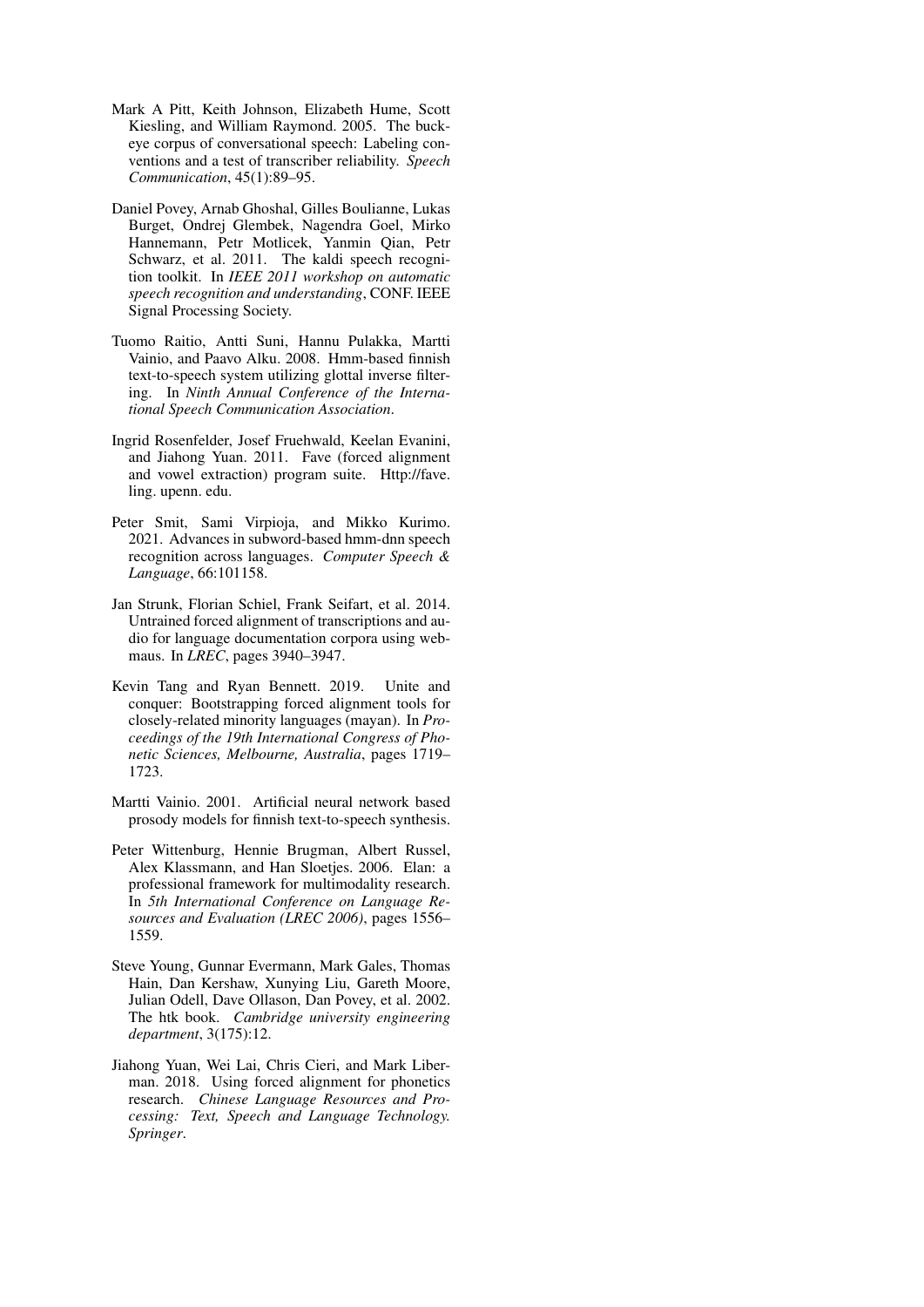Mark A Pitt, Keith Johnson, Elizabeth Hume, Scott Kiesling, and William Raymond. 2005. The buckeye corpus of conversational speech: Labeling conventions and a test of transcriber reliability. *Speech Communication*, 45(1):89–95.

Daniel Povey, Arnab Ghoshal, Gilles Boulianne, Lukas Burget, Ondrej Glembek, Nagendra Goel, Mirko Hannemann, Petr Motlicek, Yanmin Qian, Petr Schwarz, et al. 2011. The kaldi speech recognition toolkit. In *IEEE 2011 workshop on automatic speech recognition and understanding*, CONF. IEEE Signal Processing Society.

Tuomo Raitio, Antti Suni, Hannu Pulakka, Martti Vainio, and Paavo Alku. 2008. Hmm-based finnish text-to-speech system utilizing glottal inverse filtering. In *Ninth Annual Conference of the International Speech Communication Association*.

Ingrid Rosenfelder, Josef Fruehwald, Keelan Evanini, and Jiahong Yuan. 2011. Fave (forced alignment and vowel extraction) program suite. Http://fave. ling. upenn. edu.

Peter Smit, Sami Virpioja, and Mikko Kurimo. 2021. Advances in subword-based hmm-dnn speech recognition across languages. *Computer Speech & Language*, 66:101158.

Jan Strunk, Florian Schiel, Frank Seifart, et al. 2014. Untrained forced alignment of transcriptions and audio for language documentation corpora using webmaus. In *LREC*, pages 3940–3947.

Kevin Tang and Ryan Bennett. 2019. Unite and conquer: Bootstrapping forced alignment tools for closely-related minority languages (mayan). In *Proceedings of the 19th International Congress of Phonetic Sciences, Melbourne, Australia*, pages 1719–1723.

Martti Vainio. 2001. Artificial neural network based prosody models for finnish text-to-speech synthesis.

Peter Wittenburg, Hennie Brugman, Albert Russel, Alex Klassmann, and Han Sloetjes. 2006. Elan: a professional framework for multimodality research. In *5th International Conference on Language Resources and Evaluation (LREC 2006)*, pages 1556–1559.

Steve Young, Gunnar Evermann, Mark Gales, Thomas Hain, Dan Kershaw, Xunying Liu, Gareth Moore, Julian Odell, Dave Ollason, Dan Povey, et al. 2002. The htk book. *Cambridge university engineering department*, 3(175):12.

Jiahong Yuan, Wei Lai, Chris Cieri, and Mark Liberman. 2018. Using forced alignment for phonetics research. *Chinese Language Resources and Processing: Text, Speech and Language Technology. Springer*.